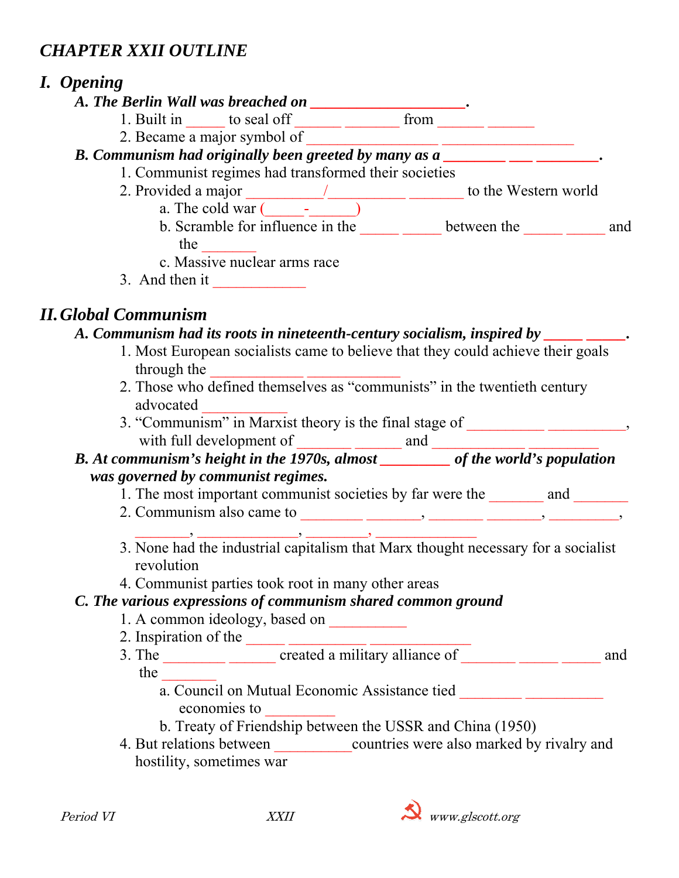# *CHAPTER XXII OUTLINE*

## *I. Opening*

***A. The Berlin Wall was breached on ____________________.***

1. Built in _____ to seal off ______ _______ from ______ ______
2. Became a major symbol of _________________ _________________

***B. Communism had originally been greeted by many as a ________ ___ ________.***

1. Communist regimes had transformed their societies
2. Provided a major __________/__________ _______ to the Western world
   - a. The cold war (_____-______)
   - b. Scramble for influence in the _____ _____ between the _____ _____ and the _______
   - c. Massive nuclear arms race
3. And then it ____________

## *II. Global Communism*

***A. Communism had its roots in nineteenth-century socialism, inspired by _____ _____.***

1. Most European socialists came to believe that they could achieve their goals through the ____________ ____________
2. Those who defined themselves as "communists" in the twentieth century advocated ___________
3. "Communism" in Marxist theory is the final stage of __________ __________, with full development of _______ ______ and ____________ _________

***B. At communism's height in the 1970s, almost _________ of the world's population was governed by communist regimes.***

1. The most important communist societies by far were the _______ and _______
2. Communism also came to ________ _______, _______ _______, _________, _______, _____________, ________, _____________
3. None had the industrial capitalism that Marx thought necessary for a socialist revolution
4. Communist parties took root in many other areas

***C. The various expressions of communism shared common ground***

1. A common ideology, based on __________
2. Inspiration of the _____ __________ _____________
3. The ________ ______ created a military alliance of _______ _____ _____ and the _______
   - a. Council on Mutual Economic Assistance tied ________ __________ economies to _________
   - b. Treaty of Friendship between the USSR and China (1950)
4. But relations between __________countries were also marked by rivalry and hostility, sometimes war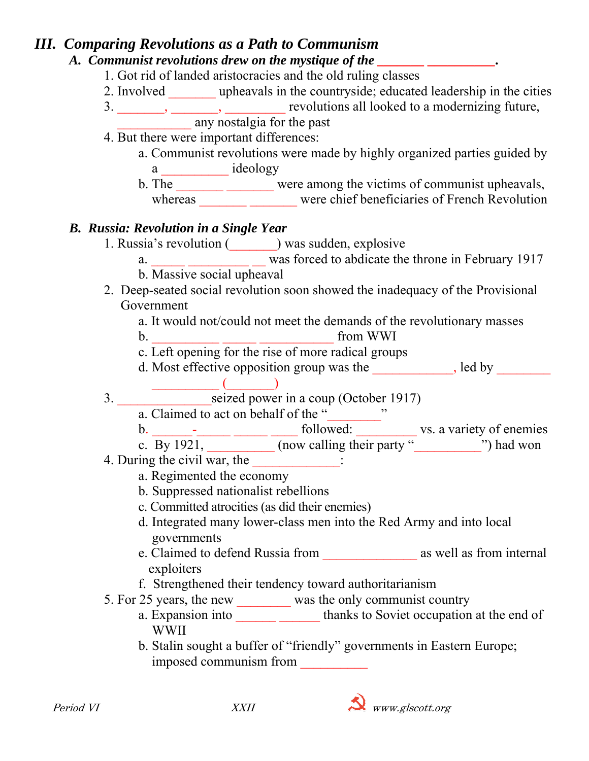## III. *Comparing Revolutions as a Path to Communism*

### A. *Communist revolutions drew on the mystique of the _______ __________.*

1. Got rid of landed aristocracies and the old ruling classes
2. Involved _______ upheavals in the countryside; educated leadership in the cities
3. _______, _______, _________ revolutions all looked to a modernizing future, ___________ any nostalgia for the past
4. But there were important differences:
    a. Communist revolutions were made by highly organized parties guided by a __________ ideology
    b. The _______ _______ were among the victims of communist upheavals, whereas _______ _______ were chief beneficiaries of French Revolution

### B. *Russia: Revolution in a Single Year*

1. Russia's revolution (_______) was sudden, explosive
    a. _____ __________ __ was forced to abdicate the throne in February 1917
    b. Massive social upheaval
2. Deep-seated social revolution soon showed the inadequacy of the Provisional Government
    a. It would not/could not meet the demands of the revolutionary masses
    b. __________ _____ ___________ from WWI
    c. Left opening for the rise of more radical groups
    d. Most effective opposition group was the ____________, led by ________ __________ (_______)
3. ______________seized power in a coup (October 1917)
    a. Claimed to act on behalf of the "________"
    b. ______-_____ _____ ____ followed: _________ vs. a variety of enemies
    c. By 1921, __________ (now calling their party "__________") had won
4. During the civil war, the _____________:
    a. Regimented the economy
    b. Suppressed nationalist rebellions
    c. Committed atrocities (as did their enemies)
    d. Integrated many lower-class men into the Red Army and into local governments
    e. Claimed to defend Russia from ______________ as well as from internal exploiters
    f. Strengthened their tendency toward authoritarianism
5. For 25 years, the new ________ was the only communist country
    a. Expansion into ______ ______ thanks to Soviet occupation at the end of WWII
    b. Stalin sought a buffer of "friendly" governments in Eastern Europe; imposed communism from __________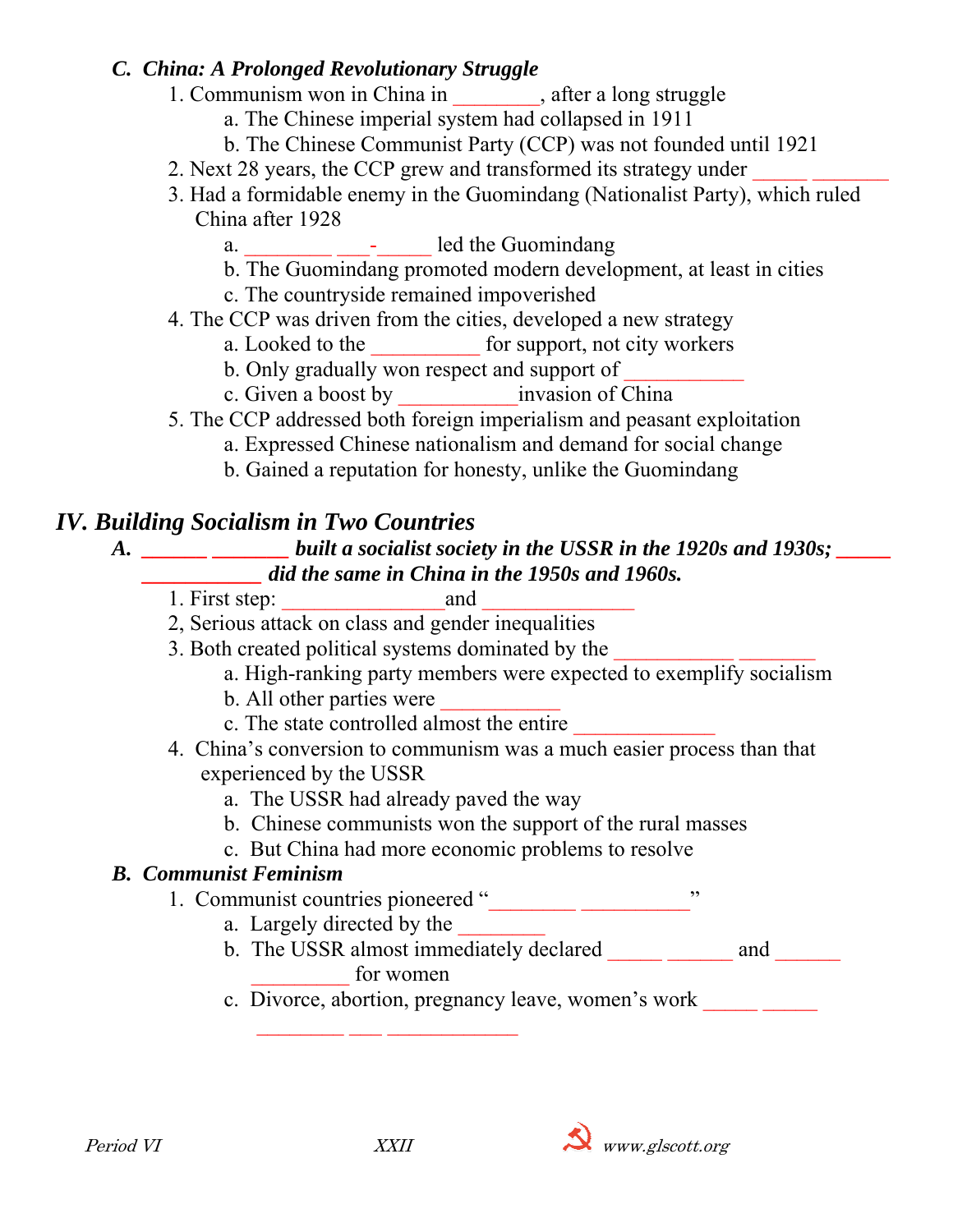### *C. China: A Prolonged Revolutionary Struggle*

1. Communism won in China in ________, after a long struggle
   a. The Chinese imperial system had collapsed in 1911
   b. The Chinese Communist Party (CCP) was not founded until 1921
2. Next 28 years, the CCP grew and transformed its strategy under _____ _______
3. Had a formidable enemy in the Guomindang (Nationalist Party), which ruled China after 1928
   a. ________ ___-_____ led the Guomindang
   b. The Guomindang promoted modern development, at least in cities
   c. The countryside remained impoverished
4. The CCP was driven from the cities, developed a new strategy
   a. Looked to the __________ for support, not city workers
   b. Only gradually won respect and support of ___________
   c. Given a boost by ___________invasion of China
5. The CCP addressed both foreign imperialism and peasant exploitation
   a. Expressed Chinese nationalism and demand for social change
   b. Gained a reputation for honesty, unlike the Guomindang

## *IV. Building Socialism in Two Countries*

### *A. ______ _______ built a socialist society in the USSR in the 1920s and 1930s; _____ ___________ did the same in China in the 1950s and 1960s.*

1. First step: _______________and _______________
2, Serious attack on class and gender inequalities
3. Both created political systems dominated by the ___________ _______
   a. High-ranking party members were expected to exemplify socialism
   b. All other parties were ___________
   c. The state controlled almost the entire _____________
4. China's conversion to communism was a much easier process than that experienced by the USSR
   a. The USSR had already paved the way
   b. Chinese communists won the support of the rural masses
   c. But China had more economic problems to resolve

### *B. Communist Feminism*

1. Communist countries pioneered "________ __________"
   a. Largely directed by the ________
   b. The USSR almost immediately declared _____ ______ and ______ _________ for women
   c. Divorce, abortion, pregnancy leave, women's work _____ _____ ________ ___ ____________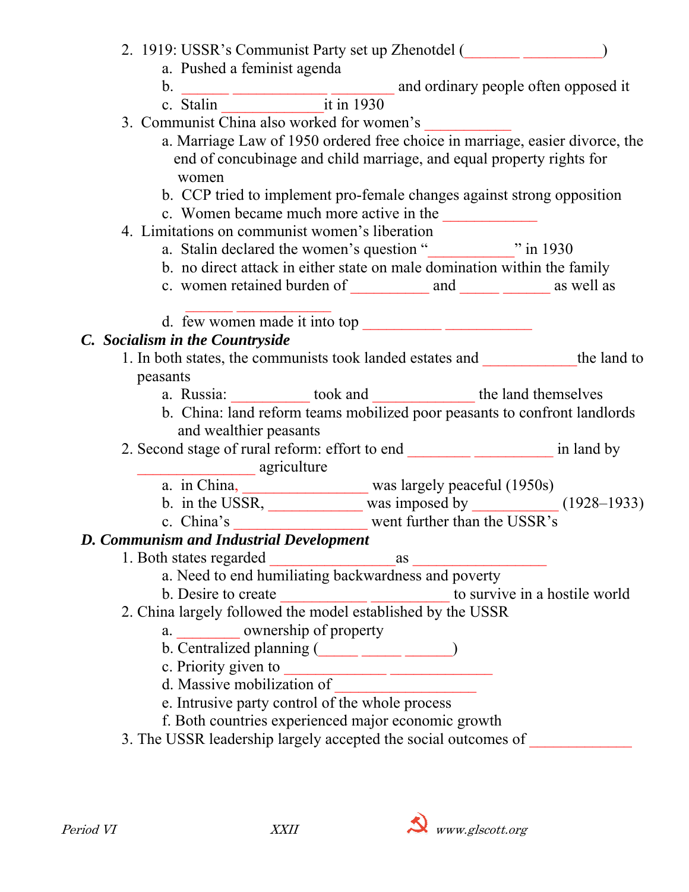2. 1919: USSR's Communist Party set up Zhenotdel (_______ __________)
    a. Pushed a feminist agenda
    b. ______ ____________ ________ and ordinary people often opposed it
    c. Stalin _____________it in 1930
3. Communist China also worked for women's ___________
    a. Marriage Law of 1950 ordered free choice in marriage, easier divorce, the end of concubinage and child marriage, and equal property rights for women
    b. CCP tried to implement pro-female changes against strong opposition
    c. Women became much more active in the ____________
4. Limitations on communist women's liberation
    a. Stalin declared the women's question "___________" in 1930
    b. no direct attack in either state on male domination within the family
    c. women retained burden of __________ and _____ ______ as well as ______ ____________
    d. few women made it into top __________ ___________

***C. Socialism in the Countryside***

1. In both states, the communists took landed estates and ____________the land to peasants
    a. Russia: __________ took and _____________ the land themselves
    b. China: land reform teams mobilized poor peasants to confront landlords and wealthier peasants
2. Second stage of rural reform: effort to end ________ __________ in land by ________________ agriculture
    a. in China, ________________ was largely peaceful (1950s)
    b. in the USSR, ____________ was imposed by ___________ (1928–1933)
    c. China's _________________ went further than the USSR's

***D. Communism and Industrial Development***

1. Both states regarded ________________as _________________
    a. Need to end humiliating backwardness and poverty
    b. Desire to create ___________ __________ to survive in a hostile world
2. China largely followed the model established by the USSR
    a. ________ ownership of property
    b. Centralized planning (_____ _____ ______)
    c. Priority given to _____________ _____________
    d. Massive mobilization of __________________
    e. Intrusive party control of the whole process
    f. Both countries experienced major economic growth
3. The USSR leadership largely accepted the social outcomes of _____________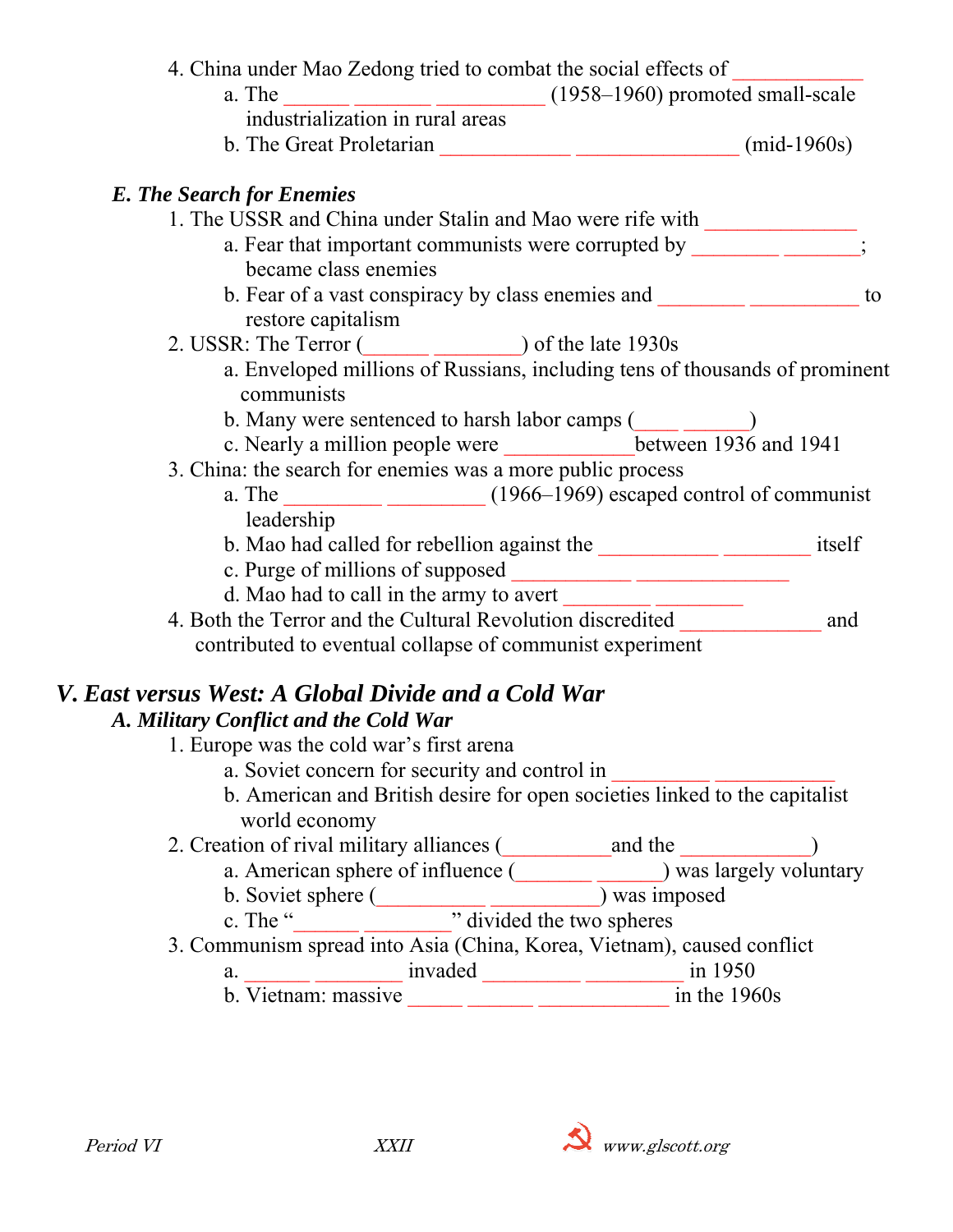4. China under Mao Zedong tried to combat the social effects of ____________
    a. The ______ ________ __________ (1958–1960) promoted small-scale industrialization in rural areas
    b. The Great Proletarian ____________ _______________ (mid-1960s)

### *E. The Search for Enemies*

1. The USSR and China under Stalin and Mao were rife with ______________
    a. Fear that important communists were corrupted by ________ _______; became class enemies
    b. Fear of a vast conspiracy by class enemies and ________ __________ to restore capitalism
2. USSR: The Terror (______ ________) of the late 1930s
    a. Enveloped millions of Russians, including tens of thousands of prominent communists
    b. Many were sentenced to harsh labor camps (____ _______)
    c. Nearly a million people were ____________between 1936 and 1941
3. China: the search for enemies was a more public process
    a. The _________ _________ (1966–1969) escaped control of communist leadership
    b. Mao had called for rebellion against the ___________ ________ itself
    c. Purge of millions of supposed ___________ ______________
    d. Mao had to call in the army to avert ________ ________
4. Both the Terror and the Cultural Revolution discredited _____________ and contributed to eventual collapse of communist experiment

## *V. East versus West: A Global Divide and a Cold War*

### *A. Military Conflict and the Cold War*

1. Europe was the cold war's first arena
    a. Soviet concern for security and control in _________ ___________
    b. American and British desire for open societies linked to the capitalist world economy
2. Creation of rival military alliances (__________and the ____________)
    a. American sphere of influence (_______ ______) was largely voluntary
    b. Soviet sphere (___________ __________) was imposed
    c. The "______ ________" divided the two spheres
3. Communism spread into Asia (China, Korea, Vietnam), caused conflict
    a. ______ ________ invaded _________ _________ in 1950
    b. Vietnam: massive _____ ______ ____________ in the 1960s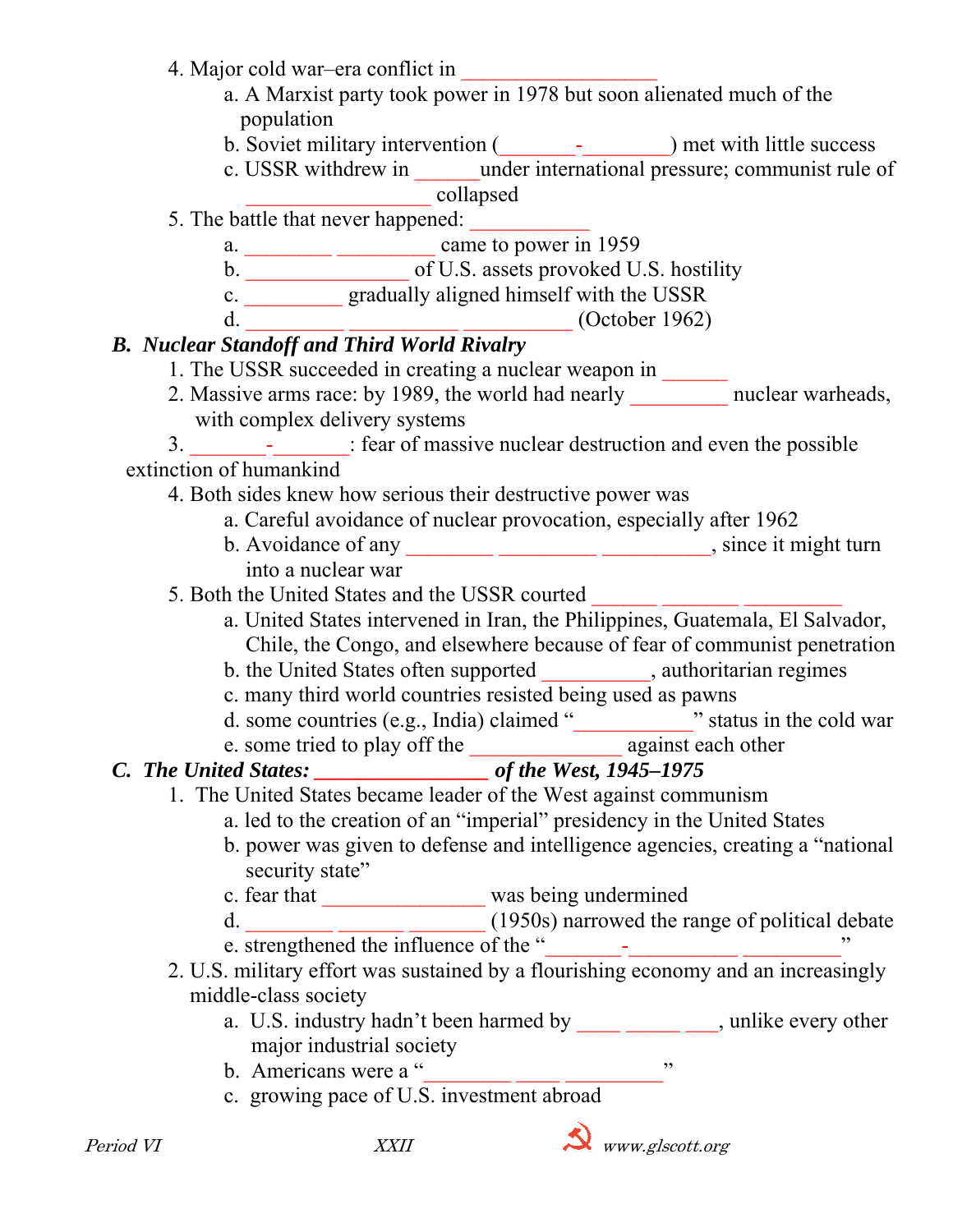4. Major cold war–era conflict in __________________
    a. A Marxist party took power in 1978 but soon alienated much of the population
    b. Soviet military intervention (_______-________) met with little success
    c. USSR withdrew in ______under international pressure; communist rule of __________________ collapsed
5. The battle that never happened: ___________
    a. ________ _________ came to power in 1959
    b. _______________ of U.S. assets provoked U.S. hostility
    c. _________ gradually aligned himself with the USSR
    d. _________ __________ __________ (October 1962)

### *B. Nuclear Standoff and Third World Rivalry*

1. The USSR succeeded in creating a nuclear weapon in ______
2. Massive arms race: by 1989, the world had nearly _________ nuclear warheads, with complex delivery systems
3. _______-_______: fear of massive nuclear destruction and even the possible extinction of humankind
4. Both sides knew how serious their destructive power was
    a. Careful avoidance of nuclear provocation, especially after 1962
    b. Avoidance of any ________ _________ __________, since it might turn into a nuclear war
5. Both the United States and the USSR courted ______ _______ _________
    a. United States intervened in Iran, the Philippines, Guatemala, El Salvador, Chile, the Congo, and elsewhere because of fear of communist penetration
    b. the United States often supported __________, authoritarian regimes
    c. many third world countries resisted being used as pawns
    d. some countries (e.g., India) claimed "___________" status in the cold war
    e. some tried to play off the ______________ against each other

### *C. The United States: ________________ of the West, 1945–1975*

1. The United States became leader of the West against communism
    a. led to the creation of an "imperial" presidency in the United States
    b. power was given to defense and intelligence agencies, creating a "national security state"
    c. fear that _______________ was being undermined
    d. ________ _______ _______ (1950s) narrowed the range of political debate
    e. strengthened the influence of the "_______-__________ _________"
2. U.S. military effort was sustained by a flourishing economy and an increasingly middle-class society
    a. U.S. industry hadn't been harmed by ____ _____ ___, unlike every other major industrial society
    b. Americans were a "_________ ____ _________"
    c. growing pace of U.S. investment abroad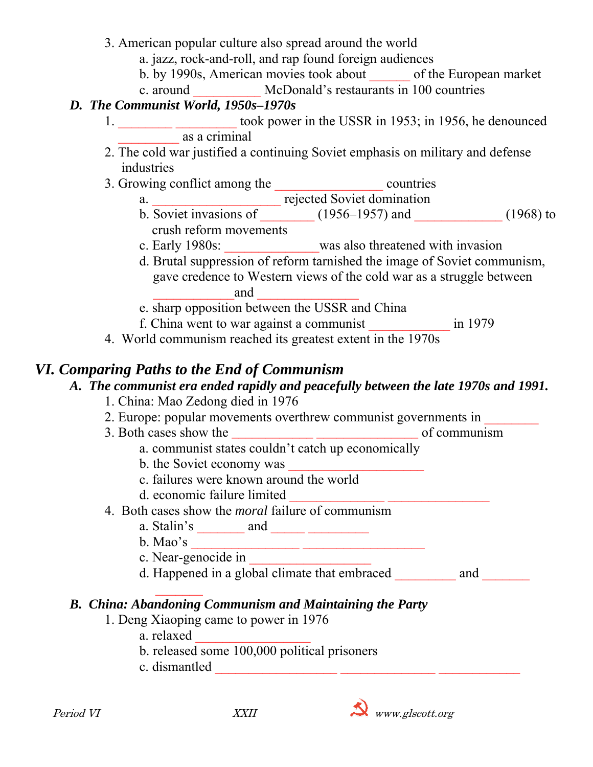3. American popular culture also spread around the world
   a. jazz, rock-and-roll, and rap found foreign audiences
   b. by 1990s, American movies took about ______ of the European market
   c. around __________ McDonald's restaurants in 100 countries

### *D. The Communist World, 1950s–1970s*

1. ________ _________ took power in the USSR in 1953; in 1956, he denounced _________ as a criminal
2. The cold war justified a continuing Soviet emphasis on military and defense industries
3. Growing conflict among the ________________ countries
   a. ___________________ rejected Soviet domination
   b. Soviet invasions of ________ (1956–1957) and _____________ (1968) to crush reform movements
   c. Early 1980s: ______________was also threatened with invasion
   d. Brutal suppression of reform tarnished the image of Soviet communism, gave credence to Western views of the cold war as a struggle between ____________and _______________
   e. sharp opposition between the USSR and China
   f. China went to war against a communist ____________ in 1979
4. World communism reached its greatest extent in the 1970s

## *VI. Comparing Paths to the End of Communism*

### *A. The communist era ended rapidly and peacefully between the late 1970s and 1991.*

1. China: Mao Zedong died in 1976
2. Europe: popular movements overthrew communist governments in ________
3. Both cases show the ____________ _______________ of communism
   a. communist states couldn't catch up economically
   b. the Soviet economy was ____________________
   c. failures were known around the world
   d. economic failure limited ______________ _______________
4. Both cases show the *moral* failure of communism
   a. Stalin's _______ and _____ _________
   b. Mao's ________________ __________________
   c. Near-genocide in __________________
   d. Happened in a global climate that embraced _________ and _______ _______

### *B. China: Abandoning Communism and Maintaining the Party*

1. Deng Xiaoping came to power in 1976
   a. relaxed _________________
   b. released some 100,000 political prisoners
   c. dismantled __________________ ______________ ____________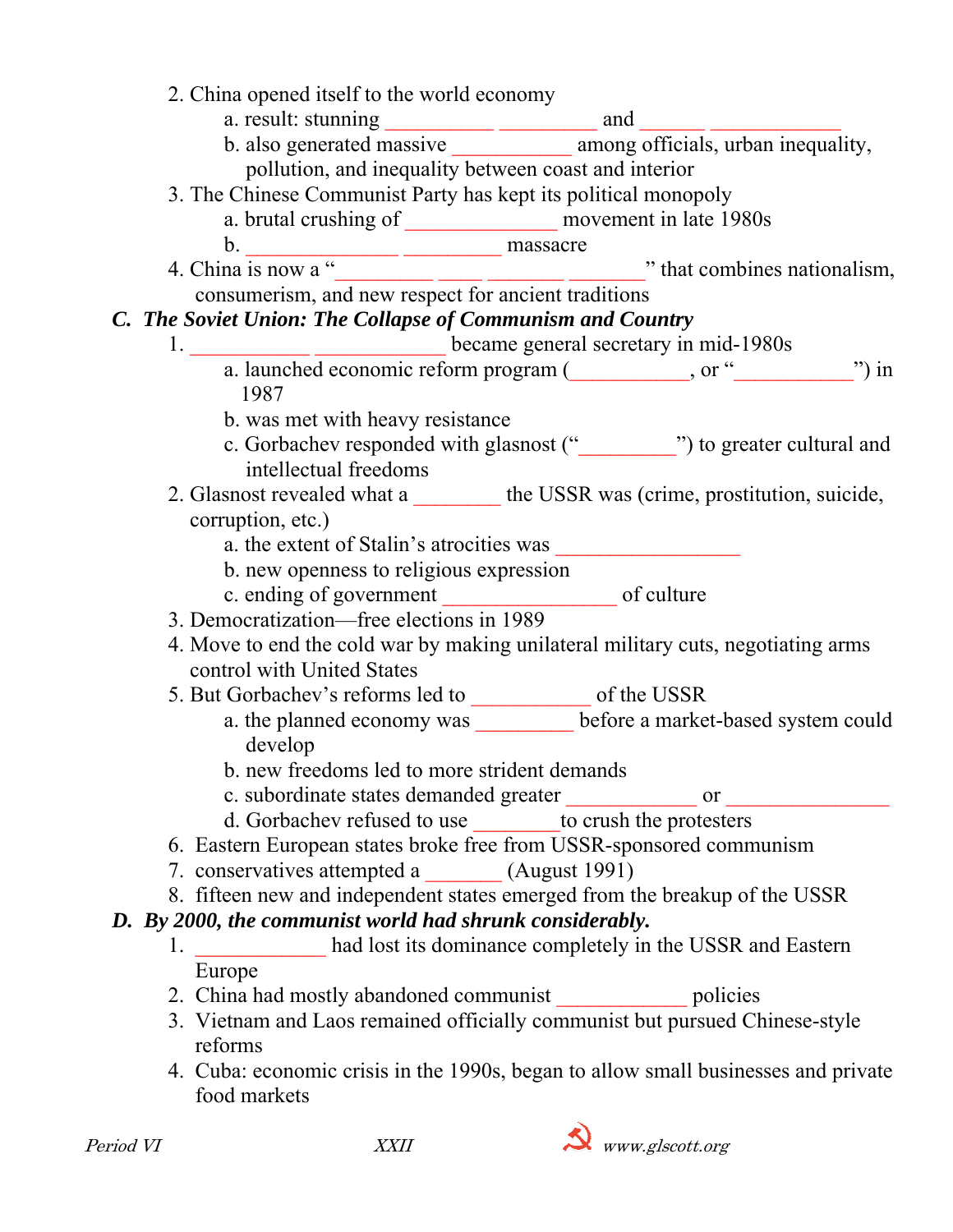2. China opened itself to the world economy
    a. result: stunning __________ _________ and ______ ____________
    b. also generated massive ___________ among officials, urban inequality, pollution, and inequality between coast and interior
3. The Chinese Communist Party has kept its political monopoly
    a. brutal crushing of ______________ movement in late 1980s
    b. ______________ _________ massacre
4. China is now a "_________ ____ _______ _______" that combines nationalism, consumerism, and new respect for ancient traditions

### *C. The Soviet Union: The Collapse of Communism and Country*

1. ___________ ____________ became general secretary in mid-1980s
    a. launched economic reform program (___________, or "___________") in 1987
    b. was met with heavy resistance
    c. Gorbachev responded with glasnost ("_________") to greater cultural and intellectual freedoms
2. Glasnost revealed what a ________ the USSR was (crime, prostitution, suicide, corruption, etc.)
    a. the extent of Stalin's atrocities was _________________
    b. new openness to religious expression
    c. ending of government ________________ of culture
3. Democratization—free elections in 1989
4. Move to end the cold war by making unilateral military cuts, negotiating arms control with United States
5. But Gorbachev's reforms led to ___________ of the USSR
    a. the planned economy was _________ before a market-based system could develop
    b. new freedoms led to more strident demands
    c. subordinate states demanded greater ____________ or _______________
    d. Gorbachev refused to use ________to crush the protesters
6. Eastern European states broke free from USSR-sponsored communism
7. conservatives attempted a _______ (August 1991)
8. fifteen new and independent states emerged from the breakup of the USSR

### *D. By 2000, the communist world had shrunk considerably.*

1. ____________ had lost its dominance completely in the USSR and Eastern Europe
2. China had mostly abandoned communist ____________ policies
3. Vietnam and Laos remained officially communist but pursued Chinese-style reforms
4. Cuba: economic crisis in the 1990s, began to allow small businesses and private food markets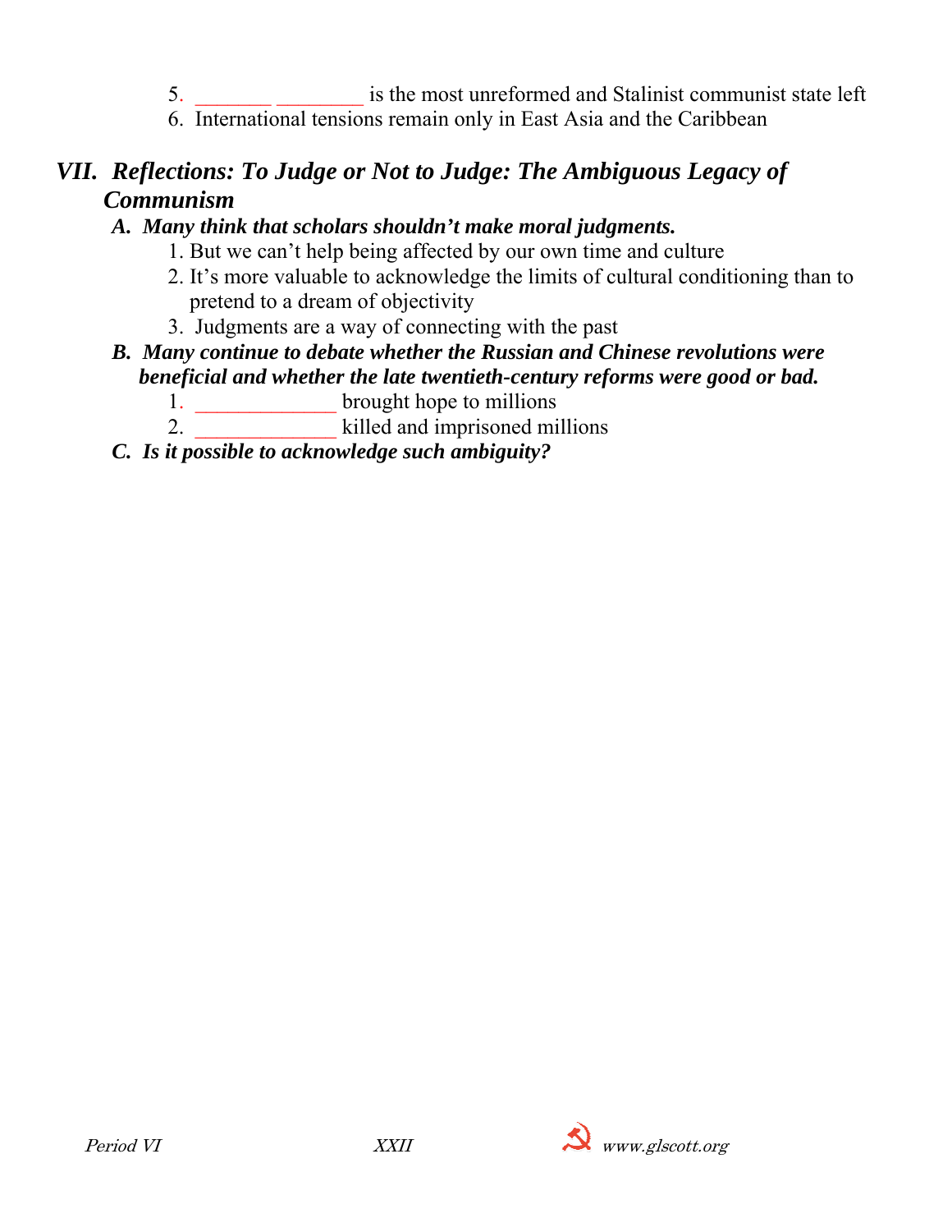5. _______ ________ is the most unreformed and Stalinist communist state left
6. International tensions remain only in East Asia and the Caribbean

## *VII. Reflections: To Judge or Not to Judge: The Ambiguous Legacy of Communism*

### *A. Many think that scholars shouldn't make moral judgments.*

1. But we can't help being affected by our own time and culture
2. It's more valuable to acknowledge the limits of cultural conditioning than to pretend to a dream of objectivity
3. Judgments are a way of connecting with the past

### *B. Many continue to debate whether the Russian and Chinese revolutions were beneficial and whether the late twentieth-century reforms were good or bad.*

1. _____________ brought hope to millions
2. _____________ killed and imprisoned millions

### *C. Is it possible to acknowledge such ambiguity?*